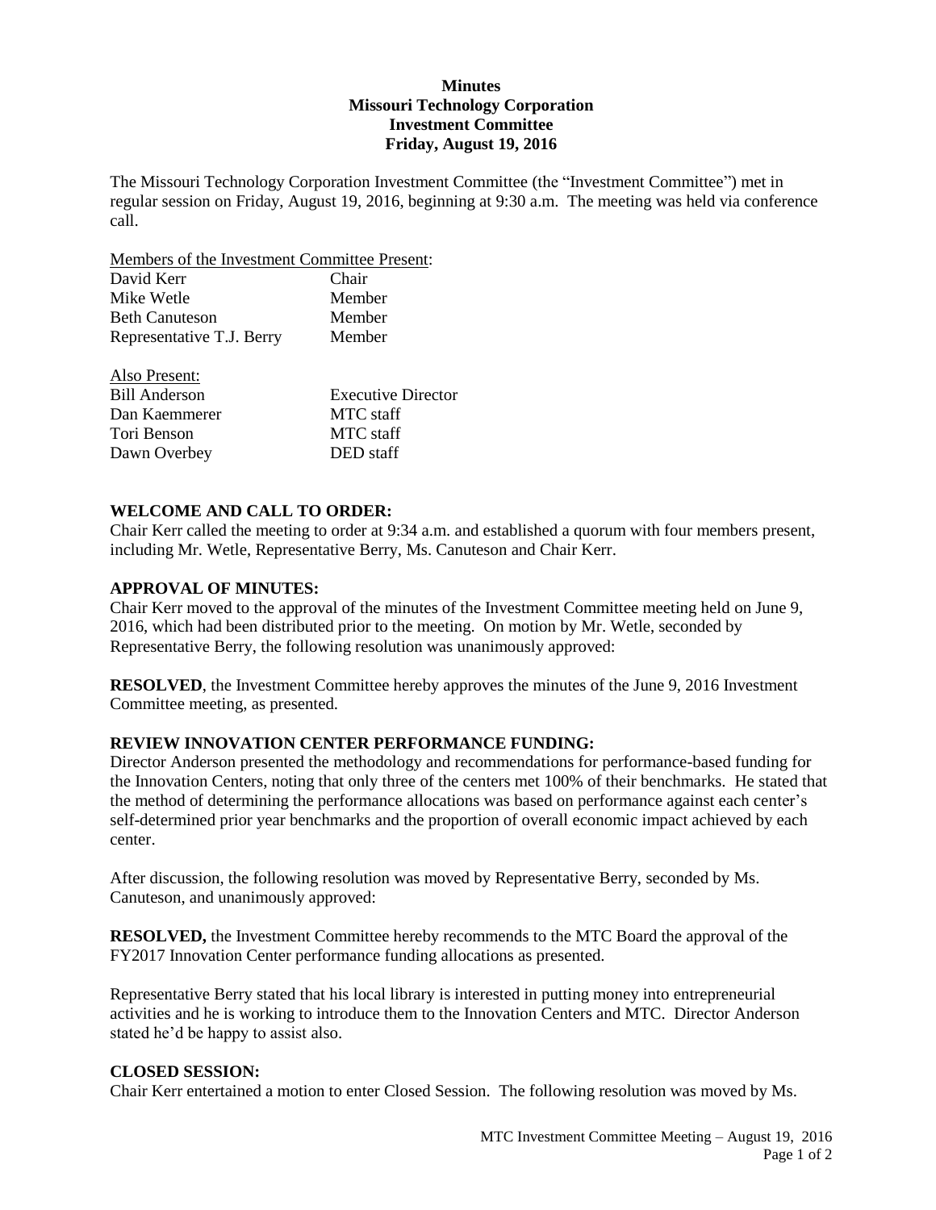**Minutes**
**Missouri Technology Corporation**
**Investment Committee**
**Friday, August 19, 2016**

The Missouri Technology Corporation Investment Committee (the "Investment Committee") met in regular session on Friday, August 19, 2016, beginning at 9:30 a.m. The meeting was held via conference call.

Members of the Investment Committee Present:

| | |
|---|---|
| David Kerr | Chair |
| Mike Wetle | Member |
| Beth Canuteson | Member |
| Representative T.J. Berry | Member |

Also Present:

| | |
|---|---|
| Bill Anderson | Executive Director |
| Dan Kaemmerer | MTC staff |
| Tori Benson | MTC staff |
| Dawn Overbey | DED staff |

**WELCOME AND CALL TO ORDER:**

Chair Kerr called the meeting to order at 9:34 a.m. and established a quorum with four members present, including Mr. Wetle, Representative Berry, Ms. Canuteson and Chair Kerr.

**APPROVAL OF MINUTES:**

Chair Kerr moved to the approval of the minutes of the Investment Committee meeting held on June 9, 2016, which had been distributed prior to the meeting. On motion by Mr. Wetle, seconded by Representative Berry, the following resolution was unanimously approved:

**RESOLVED**, the Investment Committee hereby approves the minutes of the June 9, 2016 Investment Committee meeting, as presented.

**REVIEW INNOVATION CENTER PERFORMANCE FUNDING:**

Director Anderson presented the methodology and recommendations for performance-based funding for the Innovation Centers, noting that only three of the centers met 100% of their benchmarks. He stated that the method of determining the performance allocations was based on performance against each center's self-determined prior year benchmarks and the proportion of overall economic impact achieved by each center.

After discussion, the following resolution was moved by Representative Berry, seconded by Ms. Canuteson, and unanimously approved:

**RESOLVED,** the Investment Committee hereby recommends to the MTC Board the approval of the FY2017 Innovation Center performance funding allocations as presented.

Representative Berry stated that his local library is interested in putting money into entrepreneurial activities and he is working to introduce them to the Innovation Centers and MTC. Director Anderson stated he'd be happy to assist also.

**CLOSED SESSION:**

Chair Kerr entertained a motion to enter Closed Session. The following resolution was moved by Ms.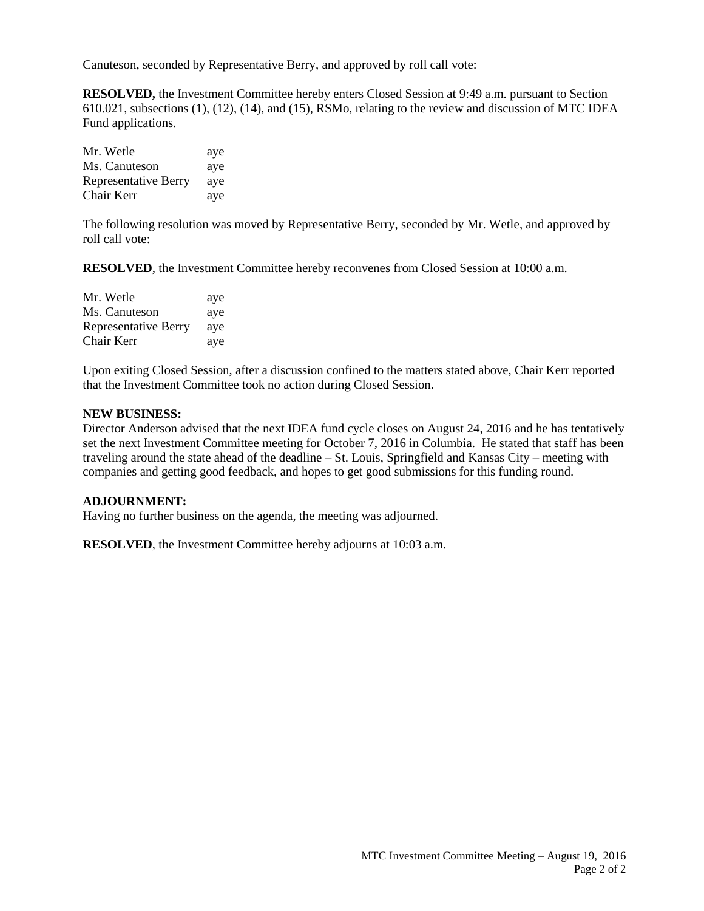Canuteson, seconded by Representative Berry, and approved by roll call vote:

**RESOLVED,** the Investment Committee hereby enters Closed Session at 9:49 a.m. pursuant to Section 610.021, subsections (1), (12), (14), and (15), RSMo, relating to the review and discussion of MTC IDEA Fund applications.

| | |
|---|---|
| Mr. Wetle | aye |
| Ms. Canuteson | aye |
| Representative Berry | aye |
| Chair Kerr | aye |

The following resolution was moved by Representative Berry, seconded by Mr. Wetle, and approved by roll call vote:

**RESOLVED**, the Investment Committee hereby reconvenes from Closed Session at 10:00 a.m.

| | |
|---|---|
| Mr. Wetle | aye |
| Ms. Canuteson | aye |
| Representative Berry | aye |
| Chair Kerr | aye |

Upon exiting Closed Session, after a discussion confined to the matters stated above, Chair Kerr reported that the Investment Committee took no action during Closed Session.

**NEW BUSINESS:**
Director Anderson advised that the next IDEA fund cycle closes on August 24, 2016 and he has tentatively set the next Investment Committee meeting for October 7, 2016 in Columbia. He stated that staff has been traveling around the state ahead of the deadline – St. Louis, Springfield and Kansas City – meeting with companies and getting good feedback, and hopes to get good submissions for this funding round.

**ADJOURNMENT:**
Having no further business on the agenda, the meeting was adjourned.

**RESOLVED**, the Investment Committee hereby adjourns at 10:03 a.m.